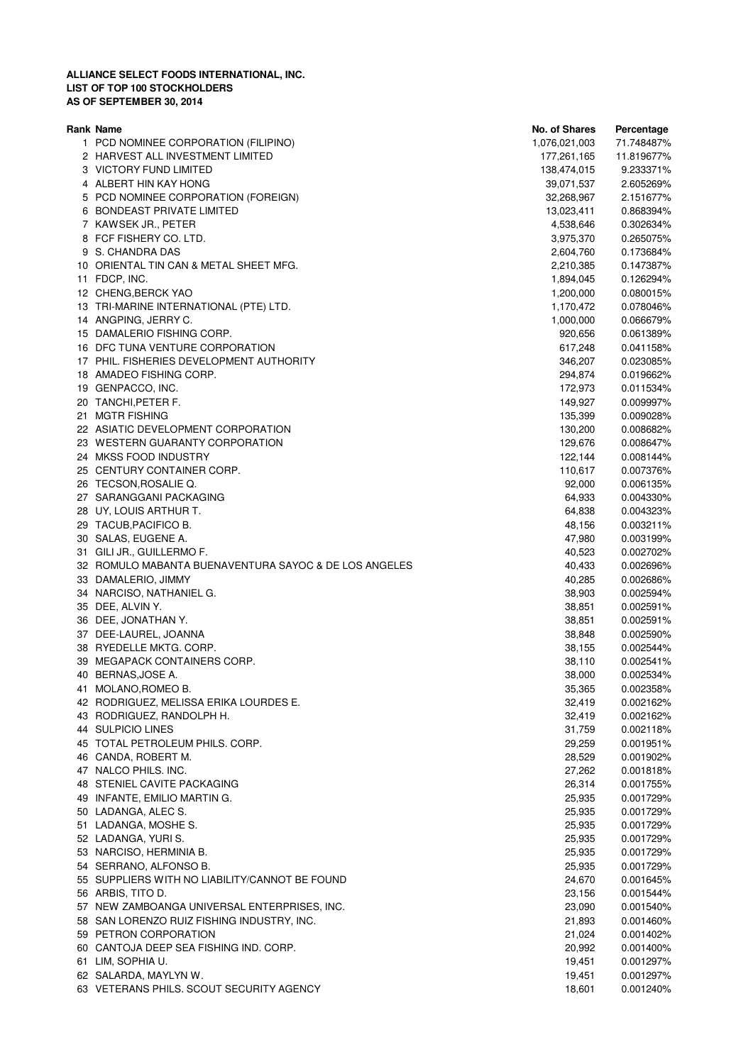**ALLIANCE SELECT FOODS INTERNATIONAL, INC.**
**LIST OF TOP 100 STOCKHOLDERS**
**AS OF SEPTEMBER 30, 2014**

| Rank | Name | No. of Shares | Percentage |
|---|---|---|---|
| 1 | PCD NOMINEE CORPORATION (FILIPINO) | 1,076,021,003 | 71.748487% |
| 2 | HARVEST ALL INVESTMENT LIMITED | 177,261,165 | 11.819677% |
| 3 | VICTORY FUND LIMITED | 138,474,015 | 9.233371% |
| 4 | ALBERT HIN KAY HONG | 39,071,537 | 2.605269% |
| 5 | PCD NOMINEE CORPORATION (FOREIGN) | 32,268,967 | 2.151677% |
| 6 | BONDEAST PRIVATE LIMITED | 13,023,411 | 0.868394% |
| 7 | KAWSEK JR., PETER | 4,538,646 | 0.302634% |
| 8 | FCF FISHERY CO. LTD. | 3,975,370 | 0.265075% |
| 9 | S. CHANDRA DAS | 2,604,760 | 0.173684% |
| 10 | ORIENTAL TIN CAN & METAL SHEET MFG. | 2,210,385 | 0.147387% |
| 11 | FDCP, INC. | 1,894,045 | 0.126294% |
| 12 | CHENG,BERCK YAO | 1,200,000 | 0.080015% |
| 13 | TRI-MARINE INTERNATIONAL (PTE) LTD. | 1,170,472 | 0.078046% |
| 14 | ANGPING, JERRY C. | 1,000,000 | 0.066679% |
| 15 | DAMALERIO FISHING CORP. | 920,656 | 0.061389% |
| 16 | DFC TUNA VENTURE CORPORATION | 617,248 | 0.041158% |
| 17 | PHIL. FISHERIES DEVELOPMENT AUTHORITY | 346,207 | 0.023085% |
| 18 | AMADEO FISHING CORP. | 294,874 | 0.019662% |
| 19 | GENPACCO, INC. | 172,973 | 0.011534% |
| 20 | TANCHI,PETER F. | 149,927 | 0.009997% |
| 21 | MGTR FISHING | 135,399 | 0.009028% |
| 22 | ASIATIC DEVELOPMENT CORPORATION | 130,200 | 0.008682% |
| 23 | WESTERN GUARANTY CORPORATION | 129,676 | 0.008647% |
| 24 | MKSS FOOD INDUSTRY | 122,144 | 0.008144% |
| 25 | CENTURY CONTAINER CORP. | 110,617 | 0.007376% |
| 26 | TECSON,ROSALIE Q. | 92,000 | 0.006135% |
| 27 | SARANGGANI PACKAGING | 64,933 | 0.004330% |
| 28 | UY, LOUIS ARTHUR T. | 64,838 | 0.004323% |
| 29 | TACUB,PACIFICO B. | 48,156 | 0.003211% |
| 30 | SALAS, EUGENE A. | 47,980 | 0.003199% |
| 31 | GILI JR., GUILLERMO F. | 40,523 | 0.002702% |
| 32 | ROMULO MABANTA BUENAVENTURA SAYOC & DE LOS ANGELES | 40,433 | 0.002696% |
| 33 | DAMALERIO, JIMMY | 40,285 | 0.002686% |
| 34 | NARCISO, NATHANIEL G. | 38,903 | 0.002594% |
| 35 | DEE, ALVIN Y. | 38,851 | 0.002591% |
| 36 | DEE, JONATHAN Y. | 38,851 | 0.002591% |
| 37 | DEE-LAUREL, JOANNA | 38,848 | 0.002590% |
| 38 | RYEDELLE MKTG. CORP. | 38,155 | 0.002544% |
| 39 | MEGAPACK CONTAINERS CORP. | 38,110 | 0.002541% |
| 40 | BERNAS,JOSE A. | 38,000 | 0.002534% |
| 41 | MOLANO,ROMEO B. | 35,365 | 0.002358% |
| 42 | RODRIGUEZ, MELISSA ERIKA LOURDES E. | 32,419 | 0.002162% |
| 43 | RODRIGUEZ, RANDOLPH H. | 32,419 | 0.002162% |
| 44 | SULPICIO LINES | 31,759 | 0.002118% |
| 45 | TOTAL PETROLEUM PHILS. CORP. | 29,259 | 0.001951% |
| 46 | CANDA, ROBERT M. | 28,529 | 0.001902% |
| 47 | NALCO PHILS. INC. | 27,262 | 0.001818% |
| 48 | STENIEL CAVITE PACKAGING | 26,314 | 0.001755% |
| 49 | INFANTE, EMILIO MARTIN G. | 25,935 | 0.001729% |
| 50 | LADANGA, ALEC S. | 25,935 | 0.001729% |
| 51 | LADANGA, MOSHE S. | 25,935 | 0.001729% |
| 52 | LADANGA, YURI S. | 25,935 | 0.001729% |
| 53 | NARCISO, HERMINIA B. | 25,935 | 0.001729% |
| 54 | SERRANO, ALFONSO B. | 25,935 | 0.001729% |
| 55 | SUPPLIERS WITH NO LIABILITY/CANNOT BE FOUND | 24,670 | 0.001645% |
| 56 | ARBIS, TITO D. | 23,156 | 0.001544% |
| 57 | NEW ZAMBOANGA UNIVERSAL ENTERPRISES, INC. | 23,090 | 0.001540% |
| 58 | SAN LORENZO RUIZ FISHING INDUSTRY, INC. | 21,893 | 0.001460% |
| 59 | PETRON CORPORATION | 21,024 | 0.001402% |
| 60 | CANTOJA DEEP SEA FISHING IND. CORP. | 20,992 | 0.001400% |
| 61 | LIM, SOPHIA U. | 19,451 | 0.001297% |
| 62 | SALARDA, MAYLYN W. | 19,451 | 0.001297% |
| 63 | VETERANS PHILS. SCOUT SECURITY AGENCY | 18,601 | 0.001240% |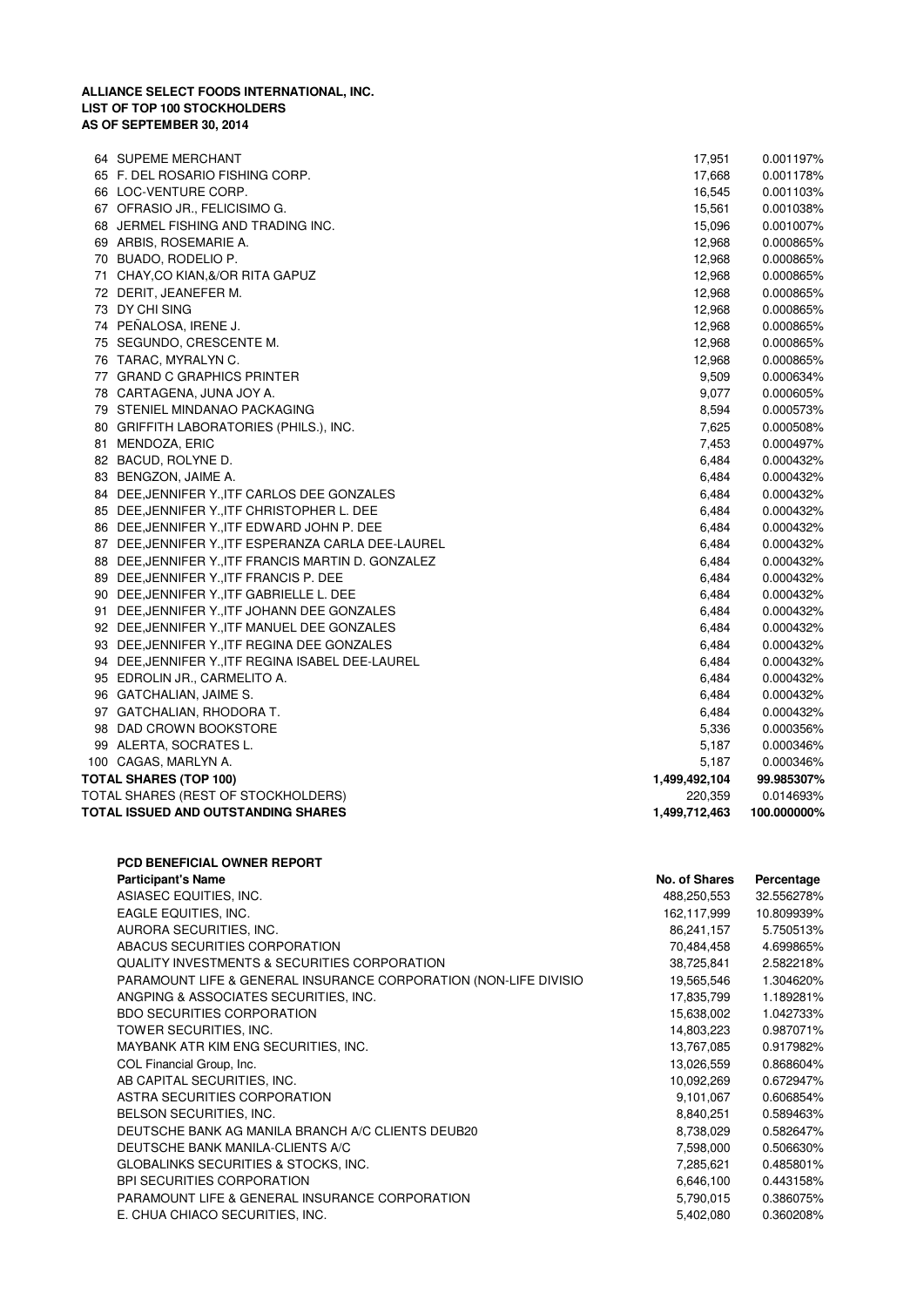**ALLIANCE SELECT FOODS INTERNATIONAL, INC.**
**LIST OF TOP 100 STOCKHOLDERS**
**AS OF SEPTEMBER 30, 2014**

| | | | |
|---|---|---|---|
| 64 | SUPEME MERCHANT | 17,951 | 0.001197% |
| 65 | F. DEL ROSARIO FISHING CORP. | 17,668 | 0.001178% |
| 66 | LOC-VENTURE CORP. | 16,545 | 0.001103% |
| 67 | OFRASIO JR., FELICISIMO G. | 15,561 | 0.001038% |
| 68 | JERMEL FISHING AND TRADING INC. | 15,096 | 0.001007% |
| 69 | ARBIS, ROSEMARIE A. | 12,968 | 0.000865% |
| 70 | BUADO, RODELIO P. | 12,968 | 0.000865% |
| 71 | CHAY,CO KIAN,&/OR RITA GAPUZ | 12,968 | 0.000865% |
| 72 | DERIT, JEANEFER M. | 12,968 | 0.000865% |
| 73 | DY CHI SING | 12,968 | 0.000865% |
| 74 | PEÑALOSA, IRENE J. | 12,968 | 0.000865% |
| 75 | SEGUNDO, CRESCENTE M. | 12,968 | 0.000865% |
| 76 | TARAC, MYRALYN C. | 12,968 | 0.000865% |
| 77 | GRAND C GRAPHICS PRINTER | 9,509 | 0.000634% |
| 78 | CARTAGENA, JUNA JOY A. | 9,077 | 0.000605% |
| 79 | STENIEL MINDANAO PACKAGING | 8,594 | 0.000573% |
| 80 | GRIFFITH LABORATORIES (PHILS.), INC. | 7,625 | 0.000508% |
| 81 | MENDOZA, ERIC | 7,453 | 0.000497% |
| 82 | BACUD, ROLYNE D. | 6,484 | 0.000432% |
| 83 | BENGZON, JAIME A. | 6,484 | 0.000432% |
| 84 | DEE,JENNIFER Y.,ITF CARLOS DEE GONZALES | 6,484 | 0.000432% |
| 85 | DEE,JENNIFER Y.,ITF CHRISTOPHER L. DEE | 6,484 | 0.000432% |
| 86 | DEE,JENNIFER Y.,ITF EDWARD JOHN P. DEE | 6,484 | 0.000432% |
| 87 | DEE,JENNIFER Y.,ITF ESPERANZA CARLA DEE-LAUREL | 6,484 | 0.000432% |
| 88 | DEE,JENNIFER Y.,ITF FRANCIS MARTIN D. GONZALEZ | 6,484 | 0.000432% |
| 89 | DEE,JENNIFER Y.,ITF FRANCIS P. DEE | 6,484 | 0.000432% |
| 90 | DEE,JENNIFER Y.,ITF GABRIELLE L. DEE | 6,484 | 0.000432% |
| 91 | DEE,JENNIFER Y.,ITF JOHANN DEE GONZALES | 6,484 | 0.000432% |
| 92 | DEE,JENNIFER Y.,ITF MANUEL DEE GONZALES | 6,484 | 0.000432% |
| 93 | DEE,JENNIFER Y.,ITF REGINA DEE GONZALES | 6,484 | 0.000432% |
| 94 | DEE,JENNIFER Y.,ITF REGINA ISABEL DEE-LAUREL | 6,484 | 0.000432% |
| 95 | EDROLIN JR., CARMELITO A. | 6,484 | 0.000432% |
| 96 | GATCHALIAN, JAIME S. | 6,484 | 0.000432% |
| 97 | GATCHALIAN, RHODORA T. | 6,484 | 0.000432% |
| 98 | DAD CROWN BOOKSTORE | 5,336 | 0.000356% |
| 99 | ALERTA, SOCRATES L. | 5,187 | 0.000346% |
| 100 | CAGAS, MARLYN A. | 5,187 | 0.000346% |
| **TOTAL SHARES (TOP 100)** | | **1,499,492,104** | **99.985307%** |
| TOTAL SHARES (REST OF STOCKHOLDERS) | | 220,359 | 0.014693% |
| **TOTAL ISSUED AND OUTSTANDING SHARES** | | **1,499,712,463** | **100.000000%** |

**PCD BENEFICIAL OWNER REPORT**

| **Participant's Name** | **No. of Shares** | **Percentage** |
|---|---|---|
| ASIASEC EQUITIES, INC. | 488,250,553 | 32.556278% |
| EAGLE EQUITIES, INC. | 162,117,999 | 10.809939% |
| AURORA SECURITIES, INC. | 86,241,157 | 5.750513% |
| ABACUS SECURITIES CORPORATION | 70,484,458 | 4.699865% |
| QUALITY INVESTMENTS & SECURITIES CORPORATION | 38,725,841 | 2.582218% |
| PARAMOUNT LIFE & GENERAL INSURANCE CORPORATION (NON-LIFE DIVISIO | 19,565,546 | 1.304620% |
| ANGPING & ASSOCIATES SECURITIES, INC. | 17,835,799 | 1.189281% |
| BDO SECURITIES CORPORATION | 15,638,002 | 1.042733% |
| TOWER SECURITIES, INC. | 14,803,223 | 0.987071% |
| MAYBANK ATR KIM ENG SECURITIES, INC. | 13,767,085 | 0.917982% |
| COL Financial Group, Inc. | 13,026,559 | 0.868604% |
| AB CAPITAL SECURITIES, INC. | 10,092,269 | 0.672947% |
| ASTRA SECURITIES CORPORATION | 9,101,067 | 0.606854% |
| BELSON SECURITIES, INC. | 8,840,251 | 0.589463% |
| DEUTSCHE BANK AG MANILA BRANCH A/C CLIENTS DEUB20 | 8,738,029 | 0.582647% |
| DEUTSCHE BANK MANILA-CLIENTS A/C | 7,598,000 | 0.506630% |
| GLOBALINKS SECURITIES & STOCKS, INC. | 7,285,621 | 0.485801% |
| BPI SECURITIES CORPORATION | 6,646,100 | 0.443158% |
| PARAMOUNT LIFE & GENERAL INSURANCE CORPORATION | 5,790,015 | 0.386075% |
| E. CHUA CHIACO SECURITIES, INC. | 5,402,080 | 0.360208% |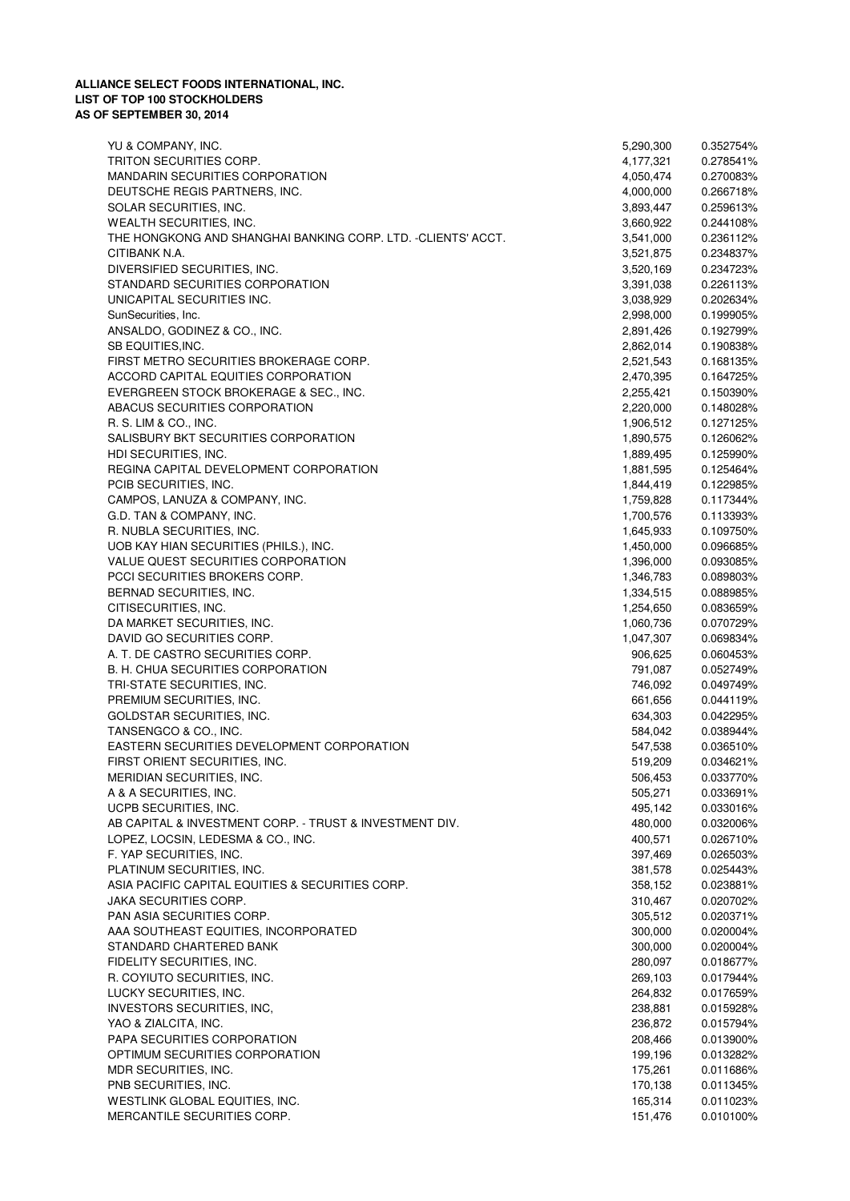**ALLIANCE SELECT FOODS INTERNATIONAL, INC.**
**LIST OF TOP 100 STOCKHOLDERS**
**AS OF SEPTEMBER 30, 2014**

| | | |
|---|---|---|
| YU & COMPANY, INC. | 5,290,300 | 0.352754% |
| TRITON SECURITIES CORP. | 4,177,321 | 0.278541% |
| MANDARIN SECURITIES CORPORATION | 4,050,474 | 0.270083% |
| DEUTSCHE REGIS PARTNERS, INC. | 4,000,000 | 0.266718% |
| SOLAR SECURITIES, INC. | 3,893,447 | 0.259613% |
| WEALTH SECURITIES, INC. | 3,660,922 | 0.244108% |
| THE HONGKONG AND SHANGHAI BANKING CORP. LTD. -CLIENTS' ACCT. | 3,541,000 | 0.236112% |
| CITIBANK N.A. | 3,521,875 | 0.234837% |
| DIVERSIFIED SECURITIES, INC. | 3,520,169 | 0.234723% |
| STANDARD SECURITIES CORPORATION | 3,391,038 | 0.226113% |
| UNICAPITAL SECURITIES INC. | 3,038,929 | 0.202634% |
| SunSecurities, Inc. | 2,998,000 | 0.199905% |
| ANSALDO, GODINEZ & CO., INC. | 2,891,426 | 0.192799% |
| SB EQUITIES,INC. | 2,862,014 | 0.190838% |
| FIRST METRO SECURITIES BROKERAGE CORP. | 2,521,543 | 0.168135% |
| ACCORD CAPITAL EQUITIES CORPORATION | 2,470,395 | 0.164725% |
| EVERGREEN STOCK BROKERAGE & SEC., INC. | 2,255,421 | 0.150390% |
| ABACUS SECURITIES CORPORATION | 2,220,000 | 0.148028% |
| R. S. LIM & CO., INC. | 1,906,512 | 0.127125% |
| SALISBURY BKT SECURITIES CORPORATION | 1,890,575 | 0.126062% |
| HDI SECURITIES, INC. | 1,889,495 | 0.125990% |
| REGINA CAPITAL DEVELOPMENT CORPORATION | 1,881,595 | 0.125464% |
| PCIB SECURITIES, INC. | 1,844,419 | 0.122985% |
| CAMPOS, LANUZA & COMPANY, INC. | 1,759,828 | 0.117344% |
| G.D. TAN & COMPANY, INC. | 1,700,576 | 0.113393% |
| R. NUBLA SECURITIES, INC. | 1,645,933 | 0.109750% |
| UOB KAY HIAN SECURITIES (PHILS.), INC. | 1,450,000 | 0.096685% |
| VALUE QUEST SECURITIES CORPORATION | 1,396,000 | 0.093085% |
| PCCI SECURITIES BROKERS CORP. | 1,346,783 | 0.089803% |
| BERNAD SECURITIES, INC. | 1,334,515 | 0.088985% |
| CITISECURITIES, INC. | 1,254,650 | 0.083659% |
| DA MARKET SECURITIES, INC. | 1,060,736 | 0.070729% |
| DAVID GO SECURITIES CORP. | 1,047,307 | 0.069834% |
| A. T. DE CASTRO SECURITIES CORP. | 906,625 | 0.060453% |
| B. H. CHUA SECURITIES CORPORATION | 791,087 | 0.052749% |
| TRI-STATE SECURITIES, INC. | 746,092 | 0.049749% |
| PREMIUM SECURITIES, INC. | 661,656 | 0.044119% |
| GOLDSTAR SECURITIES, INC. | 634,303 | 0.042295% |
| TANSENGCO & CO., INC. | 584,042 | 0.038944% |
| EASTERN SECURITIES DEVELOPMENT CORPORATION | 547,538 | 0.036510% |
| FIRST ORIENT SECURITIES, INC. | 519,209 | 0.034621% |
| MERIDIAN SECURITIES, INC. | 506,453 | 0.033770% |
| A & A SECURITIES, INC. | 505,271 | 0.033691% |
| UCPB SECURITIES, INC. | 495,142 | 0.033016% |
| AB CAPITAL & INVESTMENT CORP. - TRUST & INVESTMENT DIV. | 480,000 | 0.032006% |
| LOPEZ, LOCSIN, LEDESMA & CO., INC. | 400,571 | 0.026710% |
| F. YAP SECURITIES, INC. | 397,469 | 0.026503% |
| PLATINUM SECURITIES, INC. | 381,578 | 0.025443% |
| ASIA PACIFIC CAPITAL EQUITIES & SECURITIES CORP. | 358,152 | 0.023881% |
| JAKA SECURITIES CORP. | 310,467 | 0.020702% |
| PAN ASIA SECURITIES CORP. | 305,512 | 0.020371% |
| AAA SOUTHEAST EQUITIES, INCORPORATED | 300,000 | 0.020004% |
| STANDARD CHARTERED BANK | 300,000 | 0.020004% |
| FIDELITY SECURITIES, INC. | 280,097 | 0.018677% |
| R. COYIUTO SECURITIES, INC. | 269,103 | 0.017944% |
| LUCKY SECURITIES, INC. | 264,832 | 0.017659% |
| INVESTORS SECURITIES, INC, | 238,881 | 0.015928% |
| YAO & ZIALCITA, INC. | 236,872 | 0.015794% |
| PAPA SECURITIES CORPORATION | 208,466 | 0.013900% |
| OPTIMUM SECURITIES CORPORATION | 199,196 | 0.013282% |
| MDR SECURITIES, INC. | 175,261 | 0.011686% |
| PNB SECURITIES, INC. | 170,138 | 0.011345% |
| WESTLINK GLOBAL EQUITIES, INC. | 165,314 | 0.011023% |
| MERCANTILE SECURITIES CORP. | 151,476 | 0.010100% |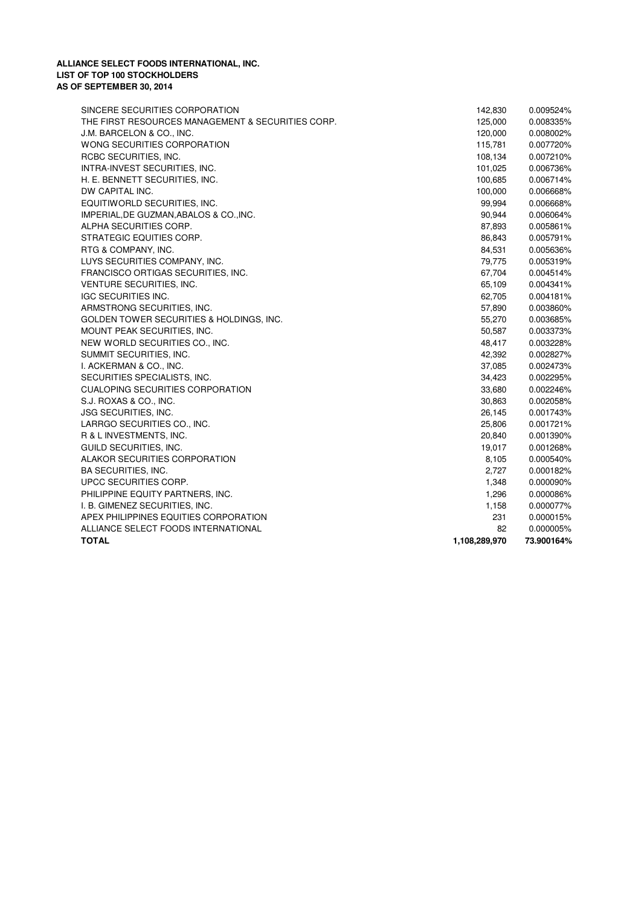**ALLIANCE SELECT FOODS INTERNATIONAL, INC.**
**LIST OF TOP 100 STOCKHOLDERS**
**AS OF SEPTEMBER 30, 2014**

| | | |
|---|---|---|
| SINCERE SECURITIES CORPORATION | 142,830 | 0.009524% |
| THE FIRST RESOURCES MANAGEMENT & SECURITIES CORP. | 125,000 | 0.008335% |
| J.M. BARCELON & CO., INC. | 120,000 | 0.008002% |
| WONG SECURITIES CORPORATION | 115,781 | 0.007720% |
| RCBC SECURITIES, INC. | 108,134 | 0.007210% |
| INTRA-INVEST SECURITIES, INC. | 101,025 | 0.006736% |
| H. E. BENNETT SECURITIES, INC. | 100,685 | 0.006714% |
| DW CAPITAL INC. | 100,000 | 0.006668% |
| EQUITIWORLD SECURITIES, INC. | 99,994 | 0.006668% |
| IMPERIAL,DE GUZMAN,ABALOS & CO.,INC. | 90,944 | 0.006064% |
| ALPHA SECURITIES CORP. | 87,893 | 0.005861% |
| STRATEGIC EQUITIES CORP. | 86,843 | 0.005791% |
| RTG & COMPANY, INC. | 84,531 | 0.005636% |
| LUYS SECURITIES COMPANY, INC. | 79,775 | 0.005319% |
| FRANCISCO ORTIGAS SECURITIES, INC. | 67,704 | 0.004514% |
| VENTURE SECURITIES, INC. | 65,109 | 0.004341% |
| IGC SECURITIES INC. | 62,705 | 0.004181% |
| ARMSTRONG SECURITIES, INC. | 57,890 | 0.003860% |
| GOLDEN TOWER SECURITIES & HOLDINGS, INC. | 55,270 | 0.003685% |
| MOUNT PEAK SECURITIES, INC. | 50,587 | 0.003373% |
| NEW WORLD SECURITIES CO., INC. | 48,417 | 0.003228% |
| SUMMIT SECURITIES, INC. | 42,392 | 0.002827% |
| I. ACKERMAN & CO., INC. | 37,085 | 0.002473% |
| SECURITIES SPECIALISTS, INC. | 34,423 | 0.002295% |
| CUALOPING SECURITIES CORPORATION | 33,680 | 0.002246% |
| S.J. ROXAS & CO., INC. | 30,863 | 0.002058% |
| JSG SECURITIES, INC. | 26,145 | 0.001743% |
| LARRGO SECURITIES CO., INC. | 25,806 | 0.001721% |
| R & L INVESTMENTS, INC. | 20,840 | 0.001390% |
| GUILD SECURITIES, INC. | 19,017 | 0.001268% |
| ALAKOR SECURITIES CORPORATION | 8,105 | 0.000540% |
| BA SECURITIES, INC. | 2,727 | 0.000182% |
| UPCC SECURITIES CORP. | 1,348 | 0.000090% |
| PHILIPPINE EQUITY PARTNERS, INC. | 1,296 | 0.000086% |
| I. B. GIMENEZ SECURITIES, INC. | 1,158 | 0.000077% |
| APEX PHILIPPINES EQUITIES CORPORATION | 231 | 0.000015% |
| ALLIANCE SELECT FOODS INTERNATIONAL | 82 | 0.000005% |
| **TOTAL** | **1,108,289,970** | **73.900164%** |